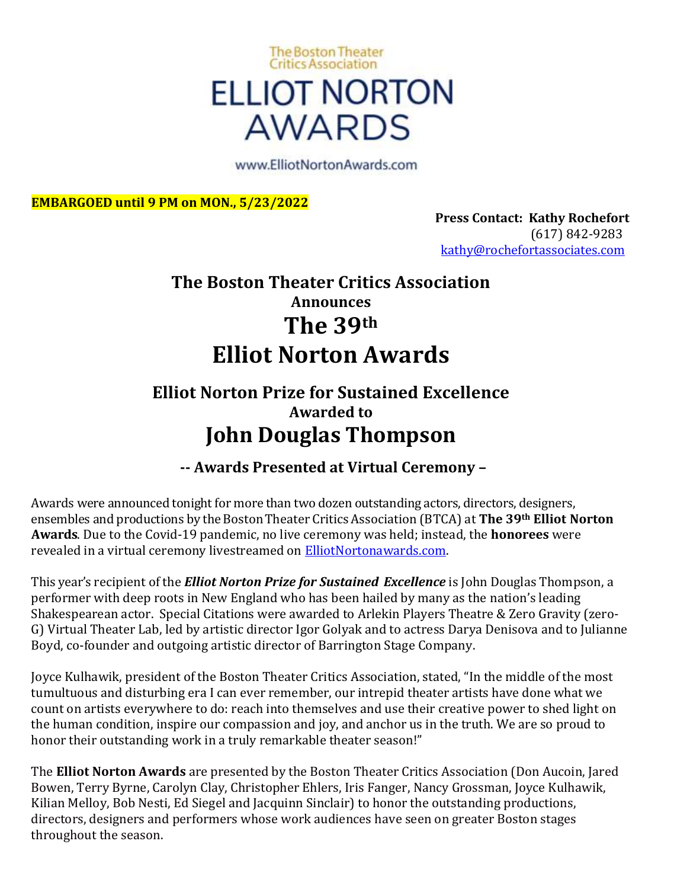The Boston Theater Critics Association

# ELLIOT NORTON AWARDS

www.ElliotNortonAwards.com

**EMBARGOED until 9 PM on MON., 5/23/2022**

**Press Contact: Kathy Rochefort**
(617) 842-9283
kathy@rochefortassociates.com

## The Boston Theater Critics Association
### Announces
# The 39th Elliot Norton Awards

## Elliot Norton Prize for Sustained Excellence
### Awarded to
# John Douglas Thompson

### -- Awards Presented at Virtual Ceremony –

Awards were announced tonight for more than two dozen outstanding actors, directors, designers, ensembles and productions by the Boston Theater Critics Association (BTCA) at **The 39th Elliot Norton Awards**. Due to the Covid-19 pandemic, no live ceremony was held; instead, the **honorees** were revealed in a virtual ceremony livestreamed on ElliotNortonawards.com.

This year's recipient of the ***Elliot Norton Prize for Sustained Excellence*** is John Douglas Thompson, a performer with deep roots in New England who has been hailed by many as the nation's leading Shakespearean actor. Special Citations were awarded to Arlekin Players Theatre & Zero Gravity (zero-G) Virtual Theater Lab, led by artistic director Igor Golyak and to actress Darya Denisova and to Julianne Boyd, co-founder and outgoing artistic director of Barrington Stage Company.

Joyce Kulhawik, president of the Boston Theater Critics Association, stated, "In the middle of the most tumultuous and disturbing era I can ever remember, our intrepid theater artists have done what we count on artists everywhere to do: reach into themselves and use their creative power to shed light on the human condition, inspire our compassion and joy, and anchor us in the truth. We are so proud to honor their outstanding work in a truly remarkable theater season!"

The **Elliot Norton Awards** are presented by the Boston Theater Critics Association (Don Aucoin, Jared Bowen, Terry Byrne, Carolyn Clay, Christopher Ehlers, Iris Fanger, Nancy Grossman, Joyce Kulhawik, Kilian Melloy, Bob Nesti, Ed Siegel and Jacquinn Sinclair) to honor the outstanding productions, directors, designers and performers whose work audiences have seen on greater Boston stages throughout the season.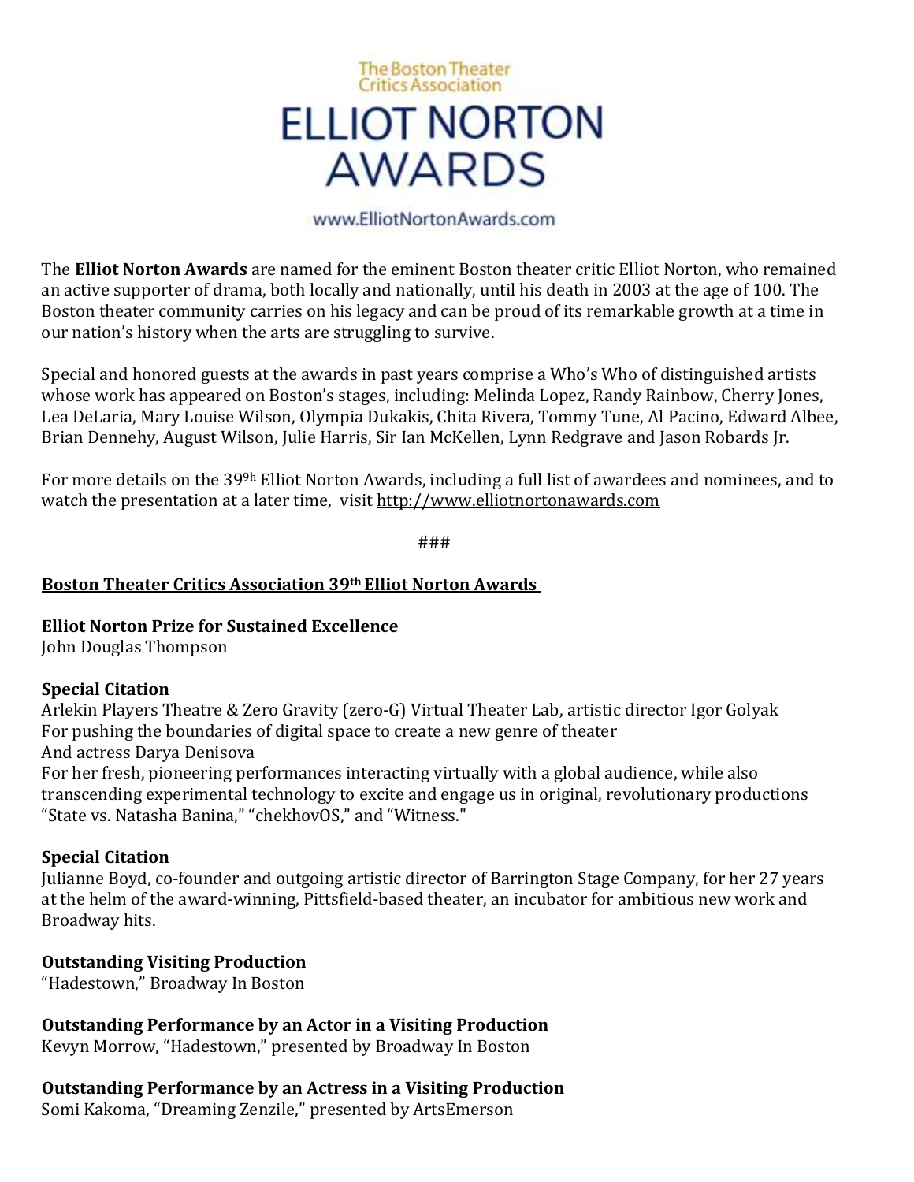The Boston Theater Critics Association

# ELLIOT NORTON AWARDS

www.ElliotNortonAwards.com

The **Elliot Norton Awards** are named for the eminent Boston theater critic Elliot Norton, who remained an active supporter of drama, both locally and nationally, until his death in 2003 at the age of 100. The Boston theater community carries on his legacy and can be proud of its remarkable growth at a time in our nation's history when the arts are struggling to survive.

Special and honored guests at the awards in past years comprise a Who's Who of distinguished artists whose work has appeared on Boston's stages, including: Melinda Lopez, Randy Rainbow, Cherry Jones, Lea DeLaria, Mary Louise Wilson, Olympia Dukakis, Chita Rivera, Tommy Tune, Al Pacino, Edward Albee, Brian Dennehy, August Wilson, Julie Harris, Sir Ian McKellen, Lynn Redgrave and Jason Robards Jr.

For more details on the 39[9h] Elliot Norton Awards, including a full list of awardees and nominees, and to watch the presentation at a later time, visit http://www.elliotnortonawards.com

###

**Boston Theater Critics Association 39th Elliot Norton Awards**

**Elliot Norton Prize for Sustained Excellence**
John Douglas Thompson

**Special Citation**
Arlekin Players Theatre & Zero Gravity (zero-G) Virtual Theater Lab, artistic director Igor Golyak
For pushing the boundaries of digital space to create a new genre of theater
And actress Darya Denisova
For her fresh, pioneering performances interacting virtually with a global audience, while also transcending experimental technology to excite and engage us in original, revolutionary productions "State vs. Natasha Banina," "chekhovOS," and "Witness."

**Special Citation**
Julianne Boyd, co-founder and outgoing artistic director of Barrington Stage Company, for her 27 years at the helm of the award-winning, Pittsfield-based theater, an incubator for ambitious new work and Broadway hits.

**Outstanding Visiting Production**
"Hadestown," Broadway In Boston

**Outstanding Performance by an Actor in a Visiting Production**
Kevyn Morrow, "Hadestown," presented by Broadway In Boston

**Outstanding Performance by an Actress in a Visiting Production**
Somi Kakoma, "Dreaming Zenzile," presented by ArtsEmerson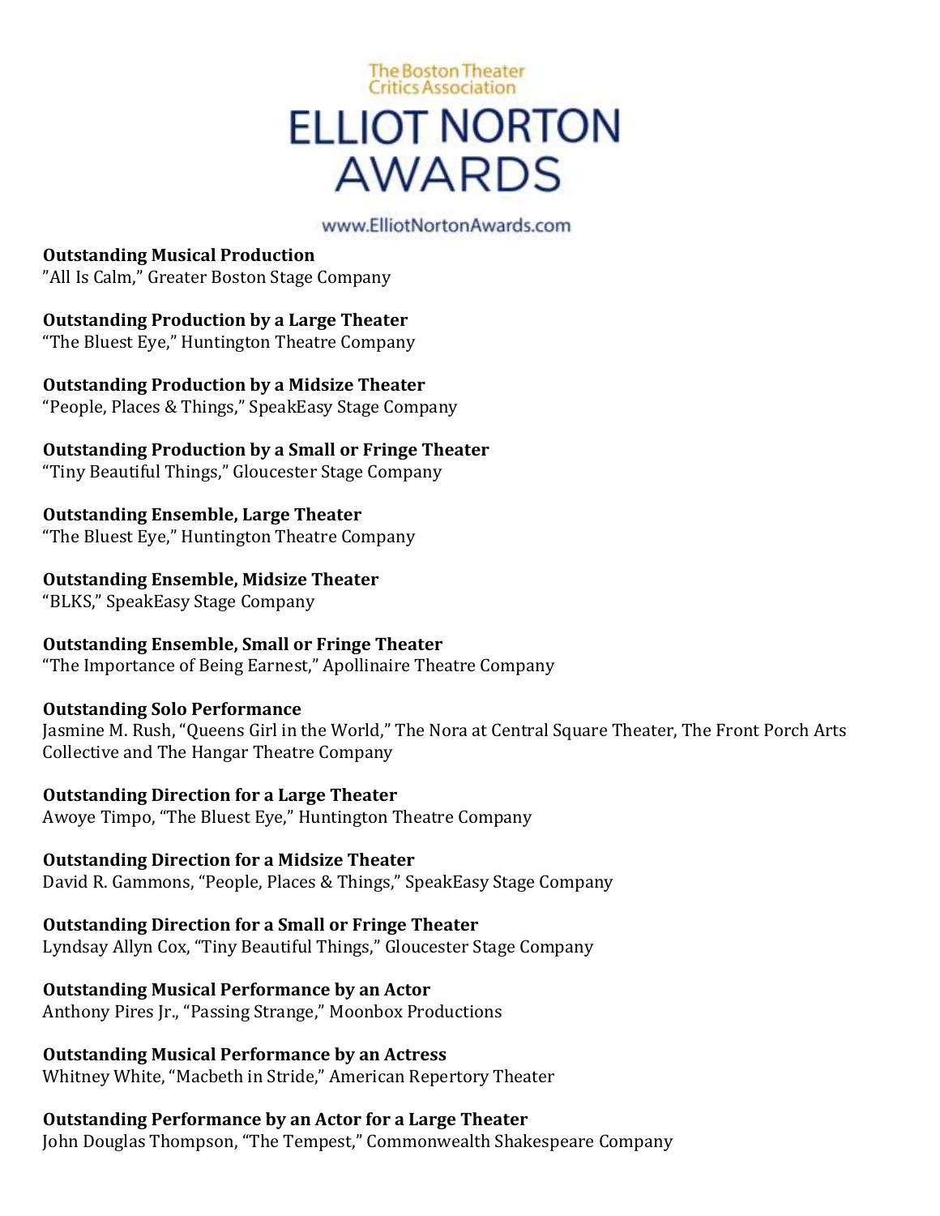The Boston Theater Critics Association

# ELLIOT NORTON AWARDS

www.ElliotNortonAwards.com

**Outstanding Musical Production**
"All Is Calm," Greater Boston Stage Company

**Outstanding Production by a Large Theater**
"The Bluest Eye," Huntington Theatre Company

**Outstanding Production by a Midsize Theater**
"People, Places & Things," SpeakEasy Stage Company

**Outstanding Production by a Small or Fringe Theater**
"Tiny Beautiful Things," Gloucester Stage Company

**Outstanding Ensemble, Large Theater**
"The Bluest Eye," Huntington Theatre Company

**Outstanding Ensemble, Midsize Theater**
"BLKS," SpeakEasy Stage Company

**Outstanding Ensemble, Small or Fringe Theater**
"The Importance of Being Earnest," Apollinaire Theatre Company

**Outstanding Solo Performance**
Jasmine M. Rush, "Queens Girl in the World," The Nora at Central Square Theater, The Front Porch Arts Collective and The Hangar Theatre Company

**Outstanding Direction for a Large Theater**
Awoye Timpo, "The Bluest Eye," Huntington Theatre Company

**Outstanding Direction for a Midsize Theater**
David R. Gammons, "People, Places & Things," SpeakEasy Stage Company

**Outstanding Direction for a Small or Fringe Theater**
Lyndsay Allyn Cox, "Tiny Beautiful Things," Gloucester Stage Company

**Outstanding Musical Performance by an Actor**
Anthony Pires Jr., "Passing Strange," Moonbox Productions

**Outstanding Musical Performance by an Actress**
Whitney White, "Macbeth in Stride," American Repertory Theater

**Outstanding Performance by an Actor for a Large Theater**
John Douglas Thompson, "The Tempest," Commonwealth Shakespeare Company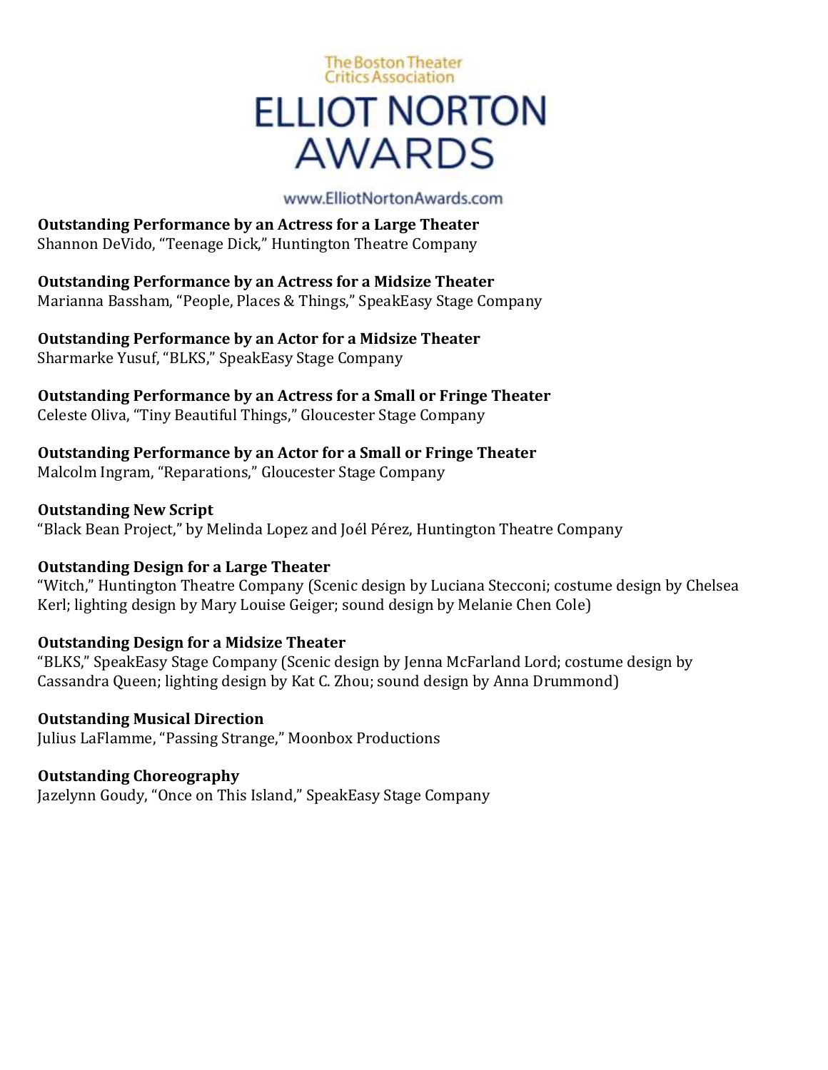The Boston Theater Critics Association

# ELLIOT NORTON AWARDS

www.ElliotNortonAwards.com

**Outstanding Performance by an Actress for a Large Theater**
Shannon DeVido, "Teenage Dick," Huntington Theatre Company

**Outstanding Performance by an Actress for a Midsize Theater**
Marianna Bassham, "People, Places & Things," SpeakEasy Stage Company

**Outstanding Performance by an Actor for a Midsize Theater**
Sharmarke Yusuf, "BLKS," SpeakEasy Stage Company

**Outstanding Performance by an Actress for a Small or Fringe Theater**
Celeste Oliva, "Tiny Beautiful Things," Gloucester Stage Company

**Outstanding Performance by an Actor for a Small or Fringe Theater**
Malcolm Ingram, "Reparations," Gloucester Stage Company

**Outstanding New Script**
"Black Bean Project," by Melinda Lopez and Joél Pérez, Huntington Theatre Company

**Outstanding Design for a Large Theater**
"Witch," Huntington Theatre Company (Scenic design by Luciana Stecconi; costume design by Chelsea Kerl; lighting design by Mary Louise Geiger; sound design by Melanie Chen Cole)

**Outstanding Design for a Midsize Theater**
"BLKS," SpeakEasy Stage Company (Scenic design by Jenna McFarland Lord; costume design by Cassandra Queen; lighting design by Kat C. Zhou; sound design by Anna Drummond)

**Outstanding Musical Direction**
Julius LaFlamme, "Passing Strange," Moonbox Productions

**Outstanding Choreography**
Jazelynn Goudy, "Once on This Island," SpeakEasy Stage Company